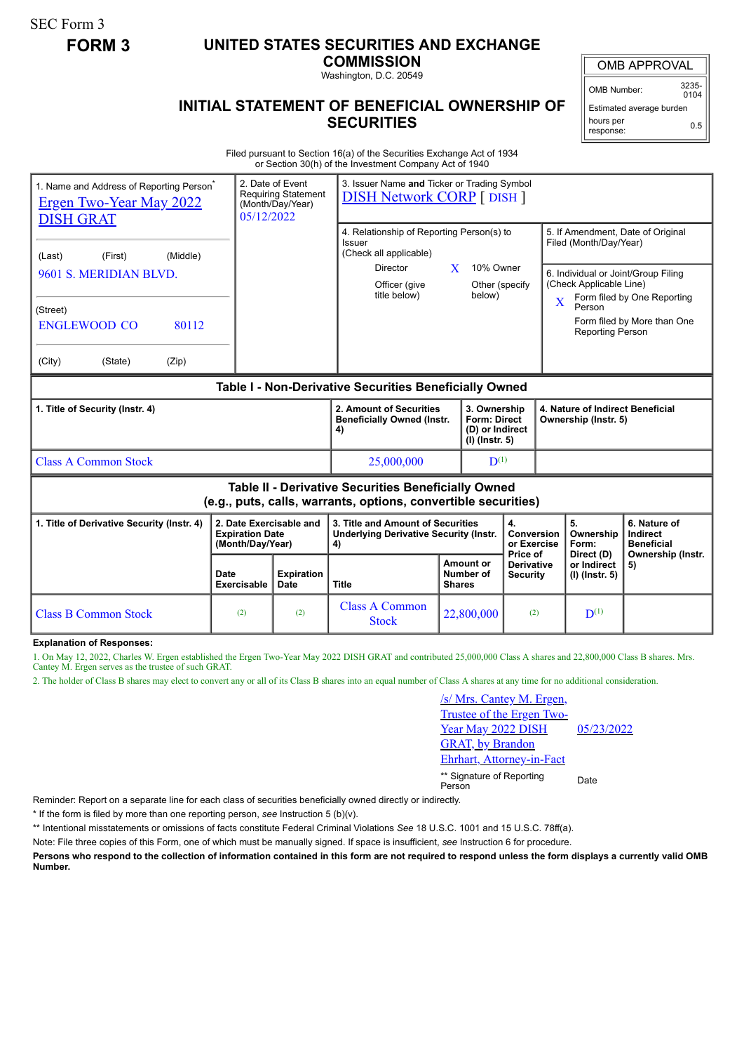SEC Form 3

**FORM 3**

# UNITED STATES SECURITIES AND EXCHANGE COMMISSION

Washington, D.C. 20549

## INITIAL STATEMENT OF BENEFICIAL OWNERSHIP OF SECURITIES

| OMB APPROVAL | |
|---|---|
| OMB Number: | 3235-0104 |
| Estimated average burden hours per response: | 0.5 |

Filed pursuant to Section 16(a) of the Securities Exchange Act of 1934 or Section 30(h) of the Investment Company Act of 1940

| 1. Name and Address of Reporting Person* | 2. Date of Event Requiring Statement (Month/Day/Year) | 3. Issuer Name and Ticker or Trading Symbol |
|---|---|---|
| Ergen Two-Year May 2022 DISH GRAT<br>(Last) (First) (Middle)<br>9601 S. MERIDIAN BLVD.<br>(Street)<br>ENGLEWOOD CO 80112<br>(City) (State) (Zip) | 05/12/2022 | DISH Network CORP [ DISH ] |

4. Relationship of Reporting Person(s) to Issuer (Check all applicable)

| | |
|---|---|
| Director | X 10% Owner |
| Officer (give title below) | Other (specify below) |

5. If Amendment, Date of Original Filed (Month/Day/Year)

6. Individual or Joint/Group Filing (Check Applicable Line)

- X Form filed by One Reporting Person
- Form filed by More than One Reporting Person

## Table I - Non-Derivative Securities Beneficially Owned

| 1. Title of Security (Instr. 4) | 2. Amount of Securities Beneficially Owned (Instr. 4) | 3. Ownership Form: Direct (D) or Indirect (I) (Instr. 5) | 4. Nature of Indirect Beneficial Ownership (Instr. 5) |
|---|---|---|---|
| Class A Common Stock | 25,000,000 | D[(1)] | |

## Table II - Derivative Securities Beneficially Owned (e.g., puts, calls, warrants, options, convertible securities)

| 1. Title of Derivative Security (Instr. 4) | 2. Date Exercisable and Expiration Date (Month/Day/Year) | | 3. Title and Amount of Securities Underlying Derivative Security (Instr. 4) | | 4. Conversion or Exercise Price of Derivative Security | 5. Ownership Form: Direct (D) or Indirect (I) (Instr. 5) | 6. Nature of Indirect Beneficial Ownership (Instr. 5) |
|---|---|---|---|---|---|---|---|
| | Date Exercisable | Expiration Date | Title | Amount or Number of Shares | | | |
| Class B Common Stock | (2) | (2) | Class A Common Stock | 22,800,000 | (2) | D[(1)] | |

**Explanation of Responses:**

1. On May 12, 2022, Charles W. Ergen established the Ergen Two-Year May 2022 DISH GRAT and contributed 25,000,000 Class A shares and 22,800,000 Class B shares. Mrs. Cantey M. Ergen serves as the trustee of such GRAT.

2. The holder of Class B shares may elect to convert any or all of its Class B shares into an equal number of Class A shares at any time for no additional consideration.

| | |
|---|---|
| /s/ Mrs. Cantey M. Ergen, Trustee of the Ergen Two-Year May 2022 DISH GRAT, by Brandon Ehrhart, Attorney-in-Fact | 05/23/2022 |
| ** Signature of Reporting Person | Date |

Reminder: Report on a separate line for each class of securities beneficially owned directly or indirectly.

\* If the form is filed by more than one reporting person, *see* Instruction 5 (b)(v).

\*\* Intentional misstatements or omissions of facts constitute Federal Criminal Violations *See* 18 U.S.C. 1001 and 15 U.S.C. 78ff(a).

Note: File three copies of this Form, one of which must be manually signed. If space is insufficient, *see* Instruction 6 for procedure.

**Persons who respond to the collection of information contained in this form are not required to respond unless the form displays a currently valid OMB Number.**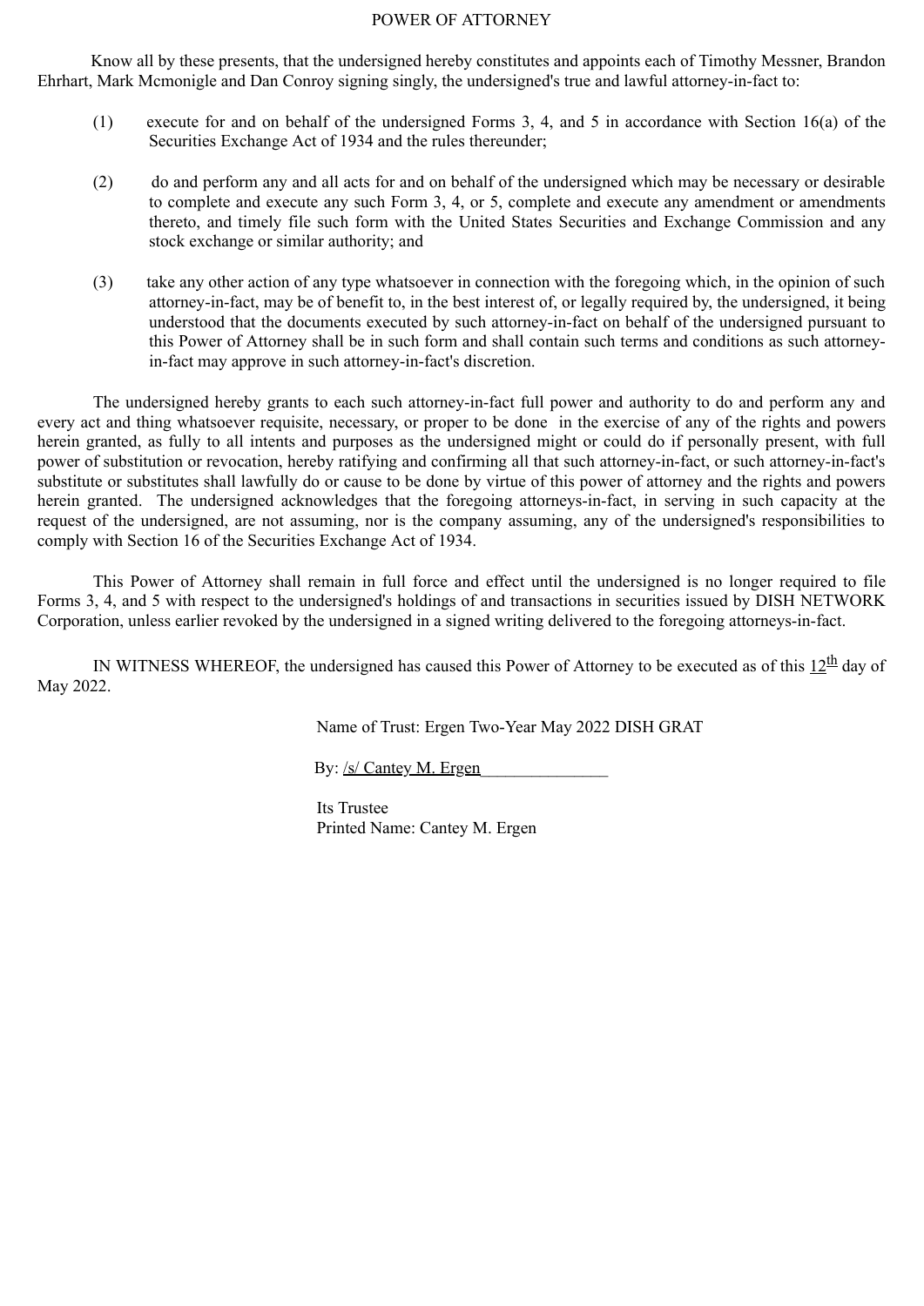# POWER OF ATTORNEY

Know all by these presents, that the undersigned hereby constitutes and appoints each of Timothy Messner, Brandon Ehrhart, Mark Mcmonigle and Dan Conroy signing singly, the undersigned's true and lawful attorney-in-fact to:

(1) execute for and on behalf of the undersigned Forms 3, 4, and 5 in accordance with Section 16(a) of the Securities Exchange Act of 1934 and the rules thereunder;

(2) do and perform any and all acts for and on behalf of the undersigned which may be necessary or desirable to complete and execute any such Form 3, 4, or 5, complete and execute any amendment or amendments thereto, and timely file such form with the United States Securities and Exchange Commission and any stock exchange or similar authority; and

(3) take any other action of any type whatsoever in connection with the foregoing which, in the opinion of such attorney-in-fact, may be of benefit to, in the best interest of, or legally required by, the undersigned, it being understood that the documents executed by such attorney-in-fact on behalf of the undersigned pursuant to this Power of Attorney shall be in such form and shall contain such terms and conditions as such attorney-in-fact may approve in such attorney-in-fact's discretion.

The undersigned hereby grants to each such attorney-in-fact full power and authority to do and perform any and every act and thing whatsoever requisite, necessary, or proper to be done in the exercise of any of the rights and powers herein granted, as fully to all intents and purposes as the undersigned might or could do if personally present, with full power of substitution or revocation, hereby ratifying and confirming all that such attorney-in-fact, or such attorney-in-fact's substitute or substitutes shall lawfully do or cause to be done by virtue of this power of attorney and the rights and powers herein granted. The undersigned acknowledges that the foregoing attorneys-in-fact, in serving in such capacity at the request of the undersigned, are not assuming, nor is the company assuming, any of the undersigned's responsibilities to comply with Section 16 of the Securities Exchange Act of 1934.

This Power of Attorney shall remain in full force and effect until the undersigned is no longer required to file Forms 3, 4, and 5 with respect to the undersigned's holdings of and transactions in securities issued by DISH NETWORK Corporation, unless earlier revoked by the undersigned in a signed writing delivered to the foregoing attorneys-in-fact.

IN WITNESS WHEREOF, the undersigned has caused this Power of Attorney to be executed as of this 12th day of May 2022.

Name of Trust: Ergen Two-Year May 2022 DISH GRAT

By: /s/ Cantey M. Ergen

Its Trustee
Printed Name: Cantey M. Ergen